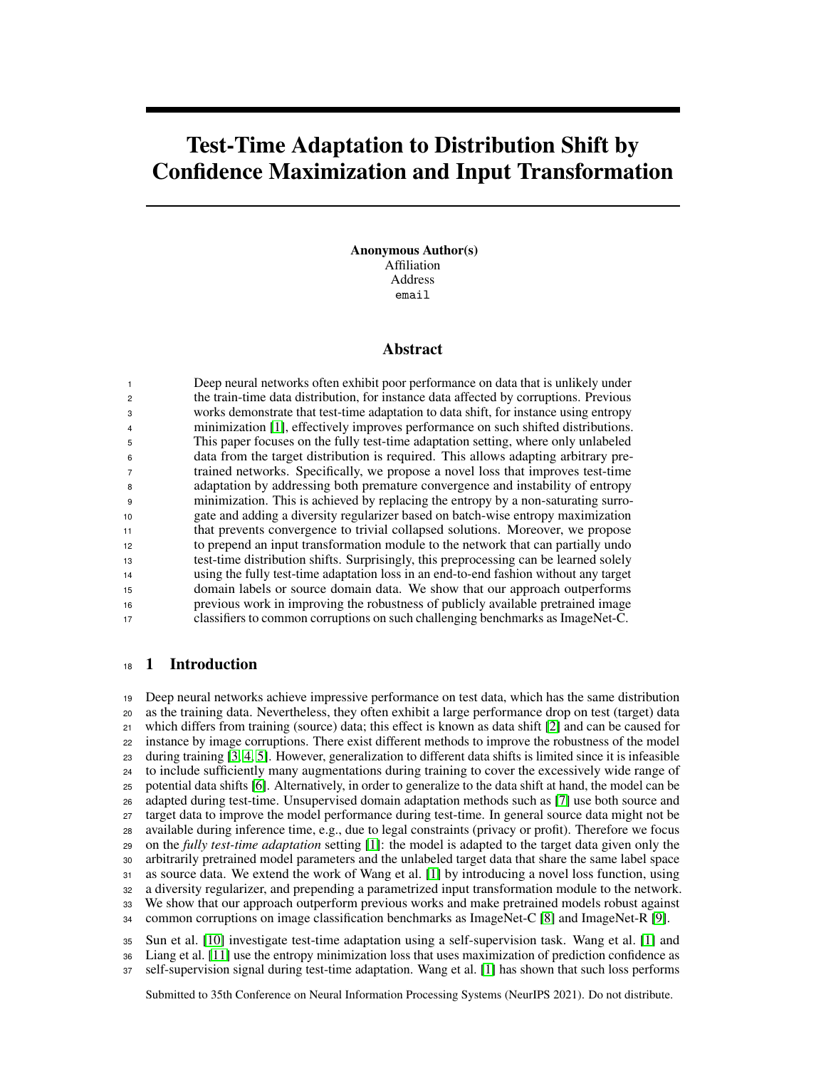# Test-Time Adaptation to Distribution Shift by Confidence Maximization and Input Transformation

**Anonymous Author(s)**
Affiliation
Address
email

## Abstract

Deep neural networks often exhibit poor performance on data that is unlikely under the train-time data distribution, for instance data affected by corruptions. Previous works demonstrate that test-time adaptation to data shift, for instance using entropy minimization [1], effectively improves performance on such shifted distributions. This paper focuses on the fully test-time adaptation setting, where only unlabeled data from the target distribution is required. This allows adapting arbitrary pretrained networks. Specifically, we propose a novel loss that improves test-time adaptation by addressing both premature convergence and instability of entropy minimization. This is achieved by replacing the entropy by a non-saturating surrogate and adding a diversity regularizer based on batch-wise entropy maximization that prevents convergence to trivial collapsed solutions. Moreover, we propose to prepend an input transformation module to the network that can partially undo test-time distribution shifts. Surprisingly, this preprocessing can be learned solely using the fully test-time adaptation loss in an end-to-end fashion without any target domain labels or source domain data. We show that our approach outperforms previous work in improving the robustness of publicly available pretrained image classifiers to common corruptions on such challenging benchmarks as ImageNet-C.

## 1 Introduction

Deep neural networks achieve impressive performance on test data, which has the same distribution as the training data. Nevertheless, they often exhibit a large performance drop on test (target) data which differs from training (source) data; this effect is known as data shift [2] and can be caused for instance by image corruptions. There exist different methods to improve the robustness of the model during training [3, 4, 5]. However, generalization to different data shifts is limited since it is infeasible to include sufficiently many augmentations during training to cover the excessively wide range of potential data shifts [6]. Alternatively, in order to generalize to the data shift at hand, the model can be adapted during test-time. Unsupervised domain adaptation methods such as [7] use both source and target data to improve the model performance during test-time. In general source data might not be available during inference time, e.g., due to legal constraints (privacy or profit). Therefore we focus on the *fully test-time adaptation* setting [1]: the model is adapted to the target data given only the arbitrarily pretrained model parameters and the unlabeled target data that share the same label space as source data. We extend the work of Wang et al. [1] by introducing a novel loss function, using a diversity regularizer, and prepending a parametrized input transformation module to the network. We show that our approach outperform previous works and make pretrained models robust against common corruptions on image classification benchmarks as ImageNet-C [8] and ImageNet-R [9].

Sun et al. [10] investigate test-time adaptation using a self-supervision task. Wang et al. [1] and Liang et al. [11] use the entropy minimization loss that uses maximization of prediction confidence as self-supervision signal during test-time adaptation. Wang et al. [1] has shown that such loss performs

Submitted to 35th Conference on Neural Information Processing Systems (NeurIPS 2021). Do not distribute.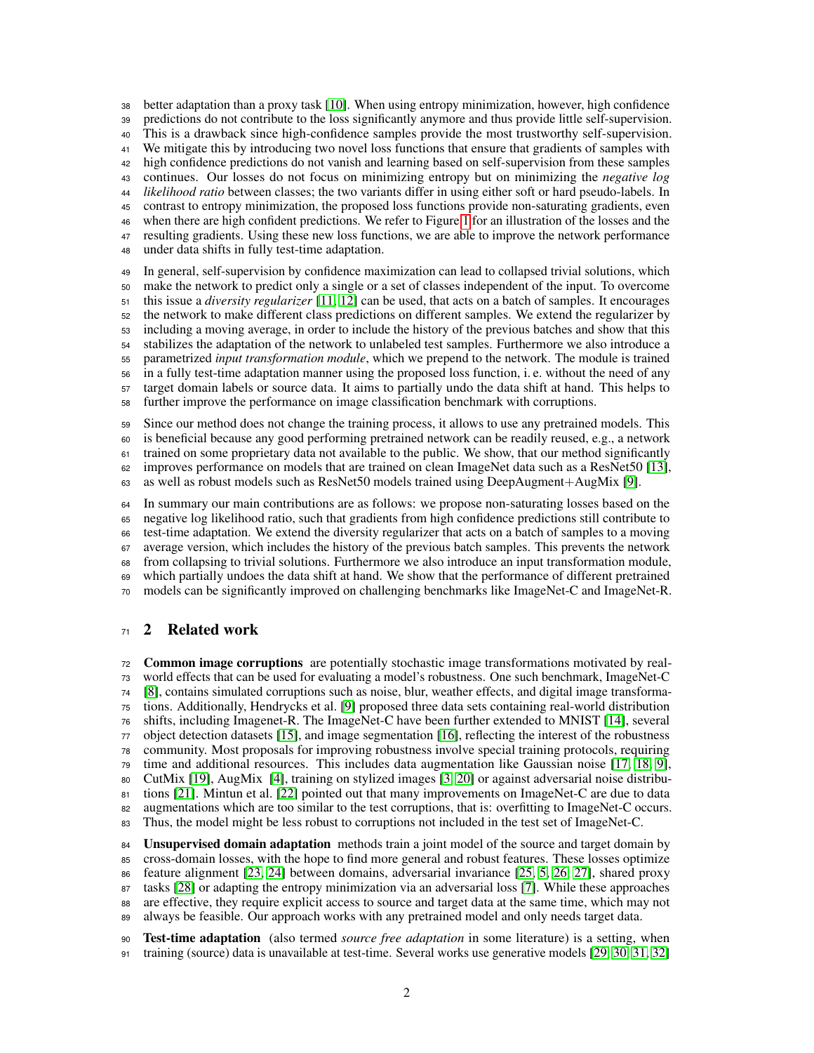better adaptation than a proxy task [10]. When using entropy minimization, however, high confidence predictions do not contribute to the loss significantly anymore and thus provide little self-supervision. This is a drawback since high-confidence samples provide the most trustworthy self-supervision. We mitigate this by introducing two novel loss functions that ensure that gradients of samples with high confidence predictions do not vanish and learning based on self-supervision from these samples continues. Our losses do not focus on minimizing entropy but on minimizing the *negative log likelihood ratio* between classes; the two variants differ in using either soft or hard pseudo-labels. In contrast to entropy minimization, the proposed loss functions provide non-saturating gradients, even when there are high confident predictions. We refer to Figure 1 for an illustration of the losses and the resulting gradients. Using these new loss functions, we are able to improve the network performance under data shifts in fully test-time adaptation.

In general, self-supervision by confidence maximization can lead to collapsed trivial solutions, which make the network to predict only a single or a set of classes independent of the input. To overcome this issue a *diversity regularizer* [11, 12] can be used, that acts on a batch of samples. It encourages the network to make different class predictions on different samples. We extend the regularizer by including a moving average, in order to include the history of the previous batches and show that this stabilizes the adaptation of the network to unlabeled test samples. Furthermore we also introduce a parametrized *input transformation module*, which we prepend to the network. The module is trained in a fully test-time adaptation manner using the proposed loss function, i. e. without the need of any target domain labels or source data. It aims to partially undo the data shift at hand. This helps to further improve the performance on image classification benchmark with corruptions.

Since our method does not change the training process, it allows to use any pretrained models. This is beneficial because any good performing pretrained network can be readily reused, e.g., a network trained on some proprietary data not available to the public. We show, that our method significantly improves performance on models that are trained on clean ImageNet data such as a ResNet50 [13], as well as robust models such as ResNet50 models trained using DeepAugment+AugMix [9].

In summary our main contributions are as follows: we propose non-saturating losses based on the negative log likelihood ratio, such that gradients from high confidence predictions still contribute to test-time adaptation. We extend the diversity regularizer that acts on a batch of samples to a moving average version, which includes the history of the previous batch samples. This prevents the network from collapsing to trivial solutions. Furthermore we also introduce an input transformation module, which partially undoes the data shift at hand. We show that the performance of different pretrained models can be significantly improved on challenging benchmarks like ImageNet-C and ImageNet-R.

## 2 Related work

**Common image corruptions** are potentially stochastic image transformations motivated by real-world effects that can be used for evaluating a model's robustness. One such benchmark, ImageNet-C [8], contains simulated corruptions such as noise, blur, weather effects, and digital image transformations. Additionally, Hendrycks et al. [9] proposed three data sets containing real-world distribution shifts, including Imagenet-R. The ImageNet-C have been further extended to MNIST [14], several object detection datasets [15], and image segmentation [16], reflecting the interest of the robustness community. Most proposals for improving robustness involve special training protocols, requiring time and additional resources. This includes data augmentation like Gaussian noise [17, 18, 9], CutMix [19], AugMix [4], training on stylized images [3, 20] or against adversarial noise distributions [21]. Mintun et al. [22] pointed out that many improvements on ImageNet-C are due to data augmentations which are too similar to the test corruptions, that is: overfitting to ImageNet-C occurs. Thus, the model might be less robust to corruptions not included in the test set of ImageNet-C.

**Unsupervised domain adaptation** methods train a joint model of the source and target domain by cross-domain losses, with the hope to find more general and robust features. These losses optimize feature alignment [23, 24] between domains, adversarial invariance [25, 5, 26, 27], shared proxy tasks [28] or adapting the entropy minimization via an adversarial loss [7]. While these approaches are effective, they require explicit access to source and target data at the same time, which may not always be feasible. Our approach works with any pretrained model and only needs target data.

**Test-time adaptation** (also termed *source free adaptation* in some literature) is a setting, when training (source) data is unavailable at test-time. Several works use generative models [29, 30, 31, 32]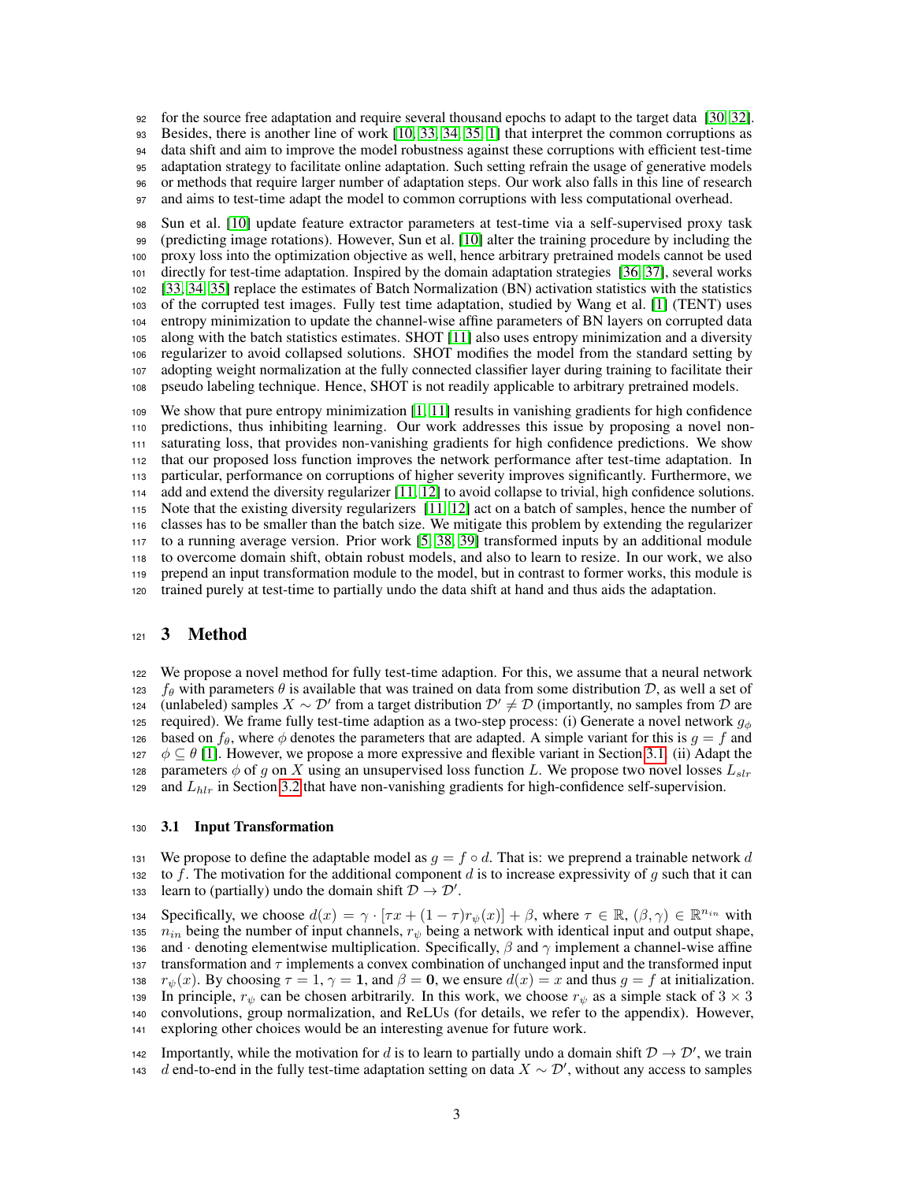for the source free adaptation and require several thousand epochs to adapt to the target data [30, 32]. Besides, there is another line of work [10, 33, 34, 35, 1] that interpret the common corruptions as data shift and aim to improve the model robustness against these corruptions with efficient test-time adaptation strategy to facilitate online adaptation. Such setting refrain the usage of generative models or methods that require larger number of adaptation steps. Our work also falls in this line of research and aims to test-time adapt the model to common corruptions with less computational overhead.

Sun et al. [10] update feature extractor parameters at test-time via a self-supervised proxy task (predicting image rotations). However, Sun et al. [10] alter the training procedure by including the proxy loss into the optimization objective as well, hence arbitrary pretrained models cannot be used directly for test-time adaptation. Inspired by the domain adaptation strategies [36, 37], several works [33, 34, 35] replace the estimates of Batch Normalization (BN) activation statistics with the statistics of the corrupted test images. Fully test time adaptation, studied by Wang et al. [1] (TENT) uses entropy minimization to update the channel-wise affine parameters of BN layers on corrupted data along with the batch statistics estimates. SHOT [11] also uses entropy minimization and a diversity regularizer to avoid collapsed solutions. SHOT modifies the model from the standard setting by adopting weight normalization at the fully connected classifier layer during training to facilitate their pseudo labeling technique. Hence, SHOT is not readily applicable to arbitrary pretrained models.

We show that pure entropy minimization [1, 11] results in vanishing gradients for high confidence predictions, thus inhibiting learning. Our work addresses this issue by proposing a novel non-saturating loss, that provides non-vanishing gradients for high confidence predictions. We show that our proposed loss function improves the network performance after test-time adaptation. In particular, performance on corruptions of higher severity improves significantly. Furthermore, we add and extend the diversity regularizer [11, 12] to avoid collapse to trivial, high confidence solutions. Note that the existing diversity regularizers [11, 12] act on a batch of samples, hence the number of classes has to be smaller than the batch size. We mitigate this problem by extending the regularizer to a running average version. Prior work [5, 38, 39] transformed inputs by an additional module to overcome domain shift, obtain robust models, and also to learn to resize. In our work, we also prepend an input transformation module to the model, but in contrast to former works, this module is trained purely at test-time to partially undo the data shift at hand and thus aids the adaptation.

## 3 Method

We propose a novel method for fully test-time adaption. For this, we assume that a neural network $f_\theta$ with parameters $\theta$ is available that was trained on data from some distribution $\mathcal{D}$, as well a set of (unlabeled) samples $X \sim \mathcal{D}'$ from a target distribution $\mathcal{D}' \neq \mathcal{D}$ (importantly, no samples from $\mathcal{D}$ are required). We frame fully test-time adaption as a two-step process: (i) Generate a novel network $g_\phi$ based on $f_\theta$, where $\phi$ denotes the parameters that are adapted. A simple variant for this is $g = f$ and $\phi \subseteq \theta$ [1]. However, we propose a more expressive and flexible variant in Section 3.1. (ii) Adapt the parameters $\phi$ of $g$ on $X$ using an unsupervised loss function $L$. We propose two novel losses $L_{slr}$ and $L_{hlr}$ in Section 3.2 that have non-vanishing gradients for high-confidence self-supervision.

### 3.1 Input Transformation

We propose to define the adaptable model as $g = f \circ d$. That is: we preprend a trainable network $d$ to $f$. The motivation for the additional component $d$ is to increase expressivity of $g$ such that it can learn to (partially) undo the domain shift $\mathcal{D} \rightarrow \mathcal{D}'$.

Specifically, we choose $d(x) = \gamma \cdot [\tau x + (1-\tau) r_\psi(x)] + \beta$, where $\tau \in \mathbb{R}$, $(\beta, \gamma) \in \mathbb{R}^{n_{in}}$ with $n_{in}$ being the number of input channels, $r_\psi$ being a network with identical input and output shape, and $\cdot$ denoting elementwise multiplication. Specifically, $\beta$ and $\gamma$ implement a channel-wise affine transformation and $\tau$ implements a convex combination of unchanged input and the transformed input $r_\psi(x)$. By choosing $\tau = 1$, $\gamma = \mathbf{1}$, and $\beta = \mathbf{0}$, we ensure $d(x) = x$ and thus $g = f$ at initialization. In principle, $r_\psi$ can be chosen arbitrarily. In this work, we choose $r_\psi$ as a simple stack of $3 \times 3$ convolutions, group normalization, and ReLUs (for details, we refer to the appendix). However, exploring other choices would be an interesting avenue for future work.

Importantly, while the motivation for $d$ is to learn to partially undo a domain shift $\mathcal{D} \rightarrow \mathcal{D}'$, we train $d$ end-to-end in the fully test-time adaptation setting on data $X \sim \mathcal{D}'$, without any access to samples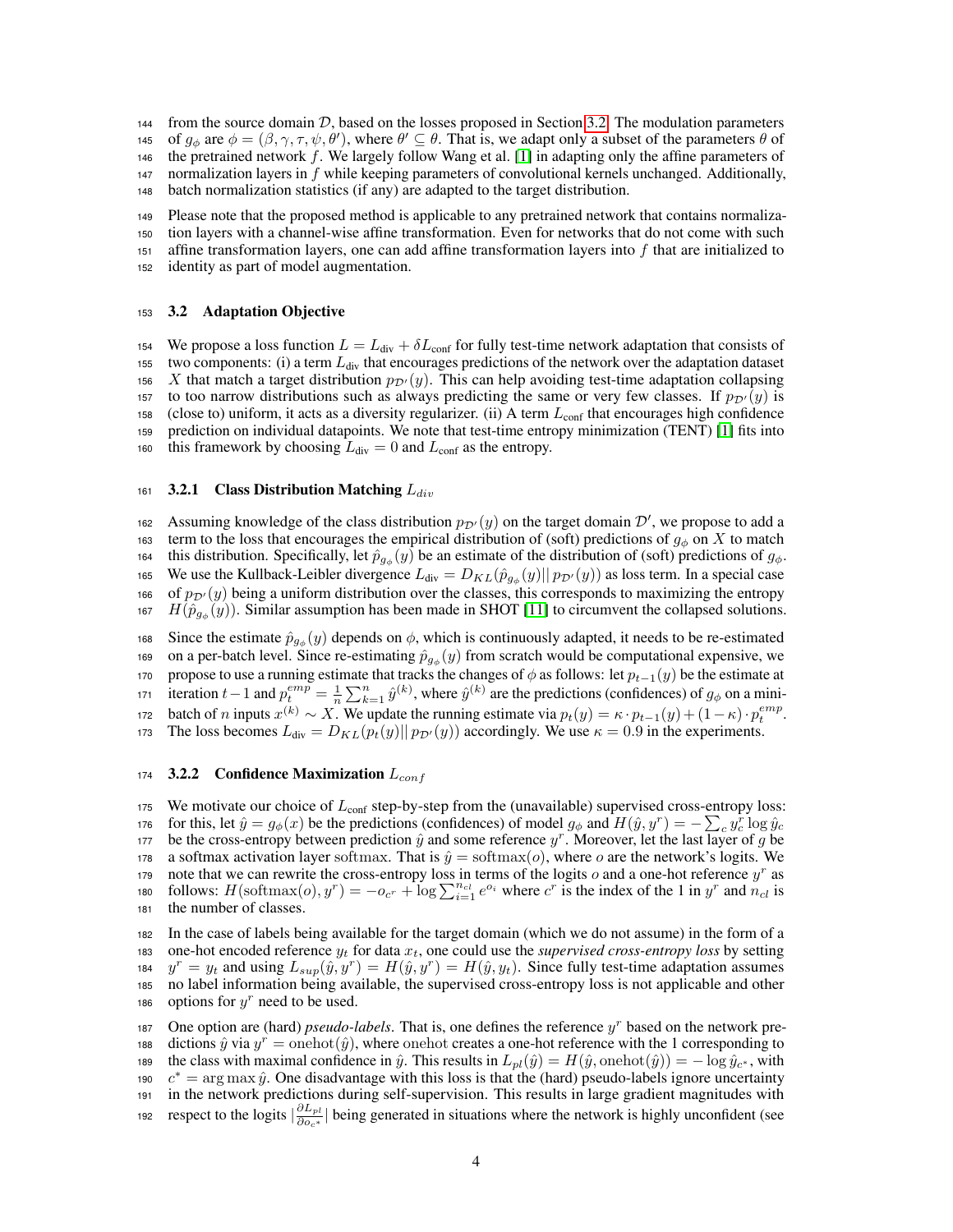from the source domain $\mathcal{D}$, based on the losses proposed in Section 3.2. The modulation parameters of $g_\phi$ are $\phi = (\beta, \gamma, \tau, \psi, \theta')$, where $\theta' \subseteq \theta$. That is, we adapt only a subset of the parameters $\theta$ of the pretrained network $f$. We largely follow Wang et al. [1] in adapting only the affine parameters of normalization layers in $f$ while keeping parameters of convolutional kernels unchanged. Additionally, batch normalization statistics (if any) are adapted to the target distribution.

Please note that the proposed method is applicable to any pretrained network that contains normalization layers with a channel-wise affine transformation. Even for networks that do not come with such affine transformation layers, one can add affine transformation layers into $f$ that are initialized to identity as part of model augmentation.

### 3.2 Adaptation Objective

We propose a loss function $L = L_{\text{div}} + \delta L_{\text{conf}}$ for fully test-time network adaptation that consists of two components: (i) a term $L_{\text{div}}$ that encourages predictions of the network over the adaptation dataset $X$ that match a target distribution $p_{\mathcal{D}'}(y)$. This can help avoiding test-time adaptation collapsing to too narrow distributions such as always predicting the same or very few classes. If $p_{\mathcal{D}'}(y)$ is (close to) uniform, it acts as a diversity regularizer. (ii) A term $L_{\text{conf}}$ that encourages high confidence prediction on individual datapoints. We note that test-time entropy minimization (TENT) [1] fits into this framework by choosing $L_{\text{div}} = 0$ and $L_{\text{conf}}$ as the entropy.

#### 3.2.1 Class Distribution Matching $L_{div}$

Assuming knowledge of the class distribution $p_{\mathcal{D}'}(y)$ on the target domain $\mathcal{D}'$, we propose to add a term to the loss that encourages the empirical distribution of (soft) predictions of $g_\phi$ on $X$ to match this distribution. Specifically, let $\hat{p}_{g_\phi}(y)$ be an estimate of the distribution of (soft) predictions of $g_\phi$. We use the Kullback-Leibler divergence $L_{\text{div}} = D_{KL}(\hat{p}_{g_\phi}(y) || \, p_{\mathcal{D}'}(y))$ as loss term. In a special case of $p_{\mathcal{D}'}(y)$ being a uniform distribution over the classes, this corresponds to maximizing the entropy $H(\hat{p}_{g_\phi}(y))$. Similar assumption has been made in SHOT [11] to circumvent the collapsed solutions.

Since the estimate $\hat{p}_{g_\phi}(y)$ depends on $\phi$, which is continuously adapted, it needs to be re-estimated on a per-batch level. Since re-estimating $\hat{p}_{g_\phi}(y)$ from scratch would be computational expensive, we propose to use a running estimate that tracks the changes of $\phi$ as follows: let $p_{t-1}(y)$ be the estimate at iteration $t-1$ and $p_t^{emp} = \frac{1}{n}\sum_{k=1}^{n} \hat{y}^{(k)}$, where $\hat{y}^{(k)}$ are the predictions (confidences) of $g_\phi$ on a mini-batch of $n$ inputs $x^{(k)} \sim X$. We update the running estimate via $p_t(y) = \kappa \cdot p_{t-1}(y) + (1-\kappa) \cdot p_t^{emp}$. The loss becomes $L_{\text{div}} = D_{KL}(p_t(y) || \, p_{\mathcal{D}'}(y))$ accordingly. We use $\kappa = 0.9$ in the experiments.

#### 3.2.2 Confidence Maximization $L_{conf}$

We motivate our choice of $L_{\text{conf}}$ step-by-step from the (unavailable) supervised cross-entropy loss: for this, let $\hat{y} = g_\phi(x)$ be the predictions (confidences) of model $g_\phi$ and $H(\hat{y}, y^r) = -\sum_c y_c^r \log \hat{y}_c$ be the cross-entropy between prediction $\hat{y}$ and some reference $y^r$. Moreover, let the last layer of $g$ be a softmax activation layer $\text{softmax}$. That is $\hat{y} = \text{softmax}(o)$, where $o$ are the network's logits. We note that we can rewrite the cross-entropy loss in terms of the logits $o$ and a one-hot reference $y^r$ as follows: $H(\text{softmax}(o), y^r) = -o_{c^r} + \log \sum_{i=1}^{n_{cl}} e^{o_i}$ where $c^r$ is the index of the 1 in $y^r$ and $n_{cl}$ is the number of classes.

In the case of labels being available for the target domain (which we do not assume) in the form of a one-hot encoded reference $y_t$ for data $x_t$, one could use the *supervised cross-entropy loss* by setting $y^r = y_t$ and using $L_{sup}(\hat{y}, y^r) = H(\hat{y}, y^r) = H(\hat{y}, y_t)$. Since fully test-time adaptation assumes no label information being available, the supervised cross-entropy loss is not applicable and other options for $y^r$ need to be used.

One option are (hard) *pseudo-labels*. That is, one defines the reference $y^r$ based on the network predictions $\hat{y}$ via $y^r = \text{onehot}(\hat{y})$, where $\text{onehot}$ creates a one-hot reference with the 1 corresponding to the class with maximal confidence in $\hat{y}$. This results in $L_{pl}(\hat{y}) = H(\hat{y}, \text{onehot}(\hat{y})) = -\log \hat{y}_{c^*}$, with $c^* = \arg\max \hat{y}$. One disadvantage with this loss is that the (hard) pseudo-labels ignore uncertainty in the network predictions during self-supervision. This results in large gradient magnitudes with respect to the logits $|\frac{\partial L_{pl}}{\partial o_{c^*}}|$ being generated in situations where the network is highly unconfident (see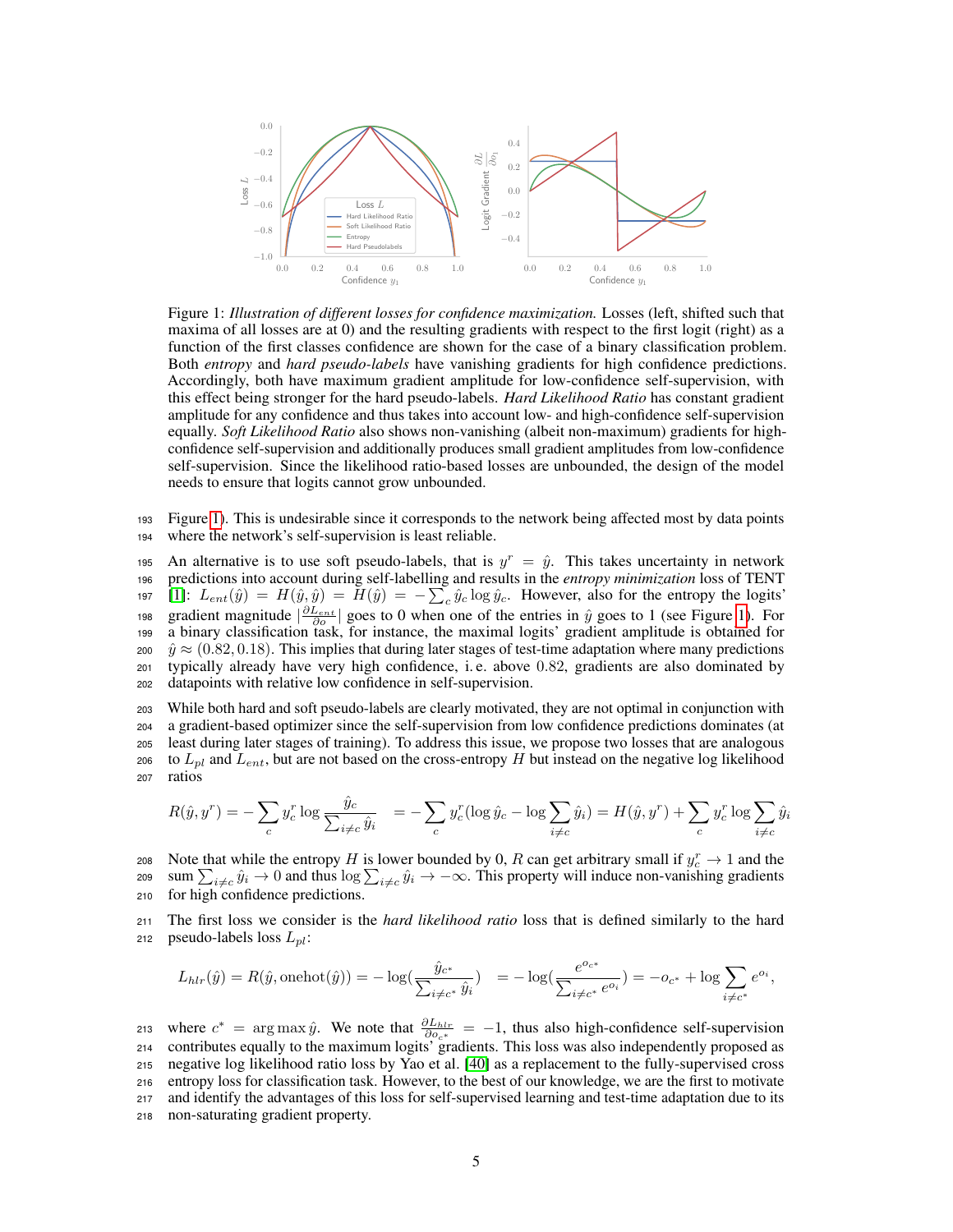Figure 1: *Illustration of different losses for confidence maximization.* Losses (left, shifted such that maxima of all losses are at 0) and the resulting gradients with respect to the first logit (right) as a function of the first classes confidence are shown for the case of a binary classification problem. Both *entropy* and *hard pseudo-labels* have vanishing gradients for high confidence predictions. Accordingly, both have maximum gradient amplitude for low-confidence self-supervision, with this effect being stronger for the hard pseudo-labels. *Hard Likelihood Ratio* has constant gradient amplitude for any confidence and thus takes into account low- and high-confidence self-supervision equally. *Soft Likelihood Ratio* also shows non-vanishing (albeit non-maximum) gradients for high-confidence self-supervision and additionally produces small gradient amplitudes from low-confidence self-supervision. Since the likelihood ratio-based losses are unbounded, the design of the model needs to ensure that logits cannot grow unbounded.

Figure 1). This is undesirable since it corresponds to the network being affected most by data points where the network's self-supervision is least reliable.

An alternative is to use soft pseudo-labels, that is $y^r = \hat{y}$. This takes uncertainty in network predictions into account during self-labelling and results in the *entropy minimization* loss of TENT [1]: $L_{ent}(\hat{y}) = H(\hat{y}, \hat{y}) = H(\hat{y}) = -\sum_c \hat{y}_c \log \hat{y}_c$. However, also for the entropy the logits' gradient magnitude $|\frac{\partial L_{ent}}{\partial o}|$ goes to 0 when one of the entries in $\hat{y}$ goes to 1 (see Figure 1). For a binary classification task, for instance, the maximal logits' gradient amplitude is obtained for $\hat{y} \approx (0.82, 0.18)$. This implies that during later stages of test-time adaptation where many predictions typically already have very high confidence, i. e. above 0.82, gradients are also dominated by datapoints with relative low confidence in self-supervision.

While both hard and soft pseudo-labels are clearly motivated, they are not optimal in conjunction with a gradient-based optimizer since the self-supervision from low confidence predictions dominates (at least during later stages of training). To address this issue, we propose two losses that are analogous to $L_{pl}$ and $L_{ent}$, but are not based on the cross-entropy $H$ but instead on the negative log likelihood ratios

$$R(\hat{y}, y^r) = -\sum_c y^r_c \log \frac{\hat{y}_c}{\sum_{i \neq c} \hat{y}_i} \quad = -\sum_c y^r_c (\log \hat{y}_c - \log \sum_{i \neq c} \hat{y}_i) = H(\hat{y}, y^r) + \sum_c y^r_c \log \sum_{i \neq c} \hat{y}_i$$

Note that while the entropy $H$ is lower bounded by 0, $R$ can get arbitrary small if $y^r_c \to 1$ and the sum $\sum_{i \neq c} \hat{y}_i \to 0$ and thus $\log \sum_{i \neq c} \hat{y}_i \to -\infty$. This property will induce non-vanishing gradients for high confidence predictions.

The first loss we consider is the *hard likelihood ratio* loss that is defined similarly to the hard pseudo-labels loss $L_{pl}$:

$$L_{hlr}(\hat{y}) = R(\hat{y}, \mathrm{onehot}(\hat{y})) = -\log(\frac{\hat{y}_{c^*}}{\sum_{i \neq c^*} \hat{y}_i}) \quad = -\log(\frac{e^{o_{c^*}}}{\sum_{i \neq c^*} e^{o_i}}) = -o_{c^*} + \log \sum_{i \neq c^*} e^{o_i},$$

where $c^* = \arg\max \hat{y}$. We note that $\frac{\partial L_{hlr}}{\partial o_{c^*}} = -1$, thus also high-confidence self-supervision contributes equally to the maximum logits' gradients. This loss was also independently proposed as negative log likelihood ratio loss by Yao et al. [40] as a replacement to the fully-supervised cross entropy loss for classification task. However, to the best of our knowledge, we are the first to motivate and identify the advantages of this loss for self-supervised learning and test-time adaptation due to its non-saturating gradient property.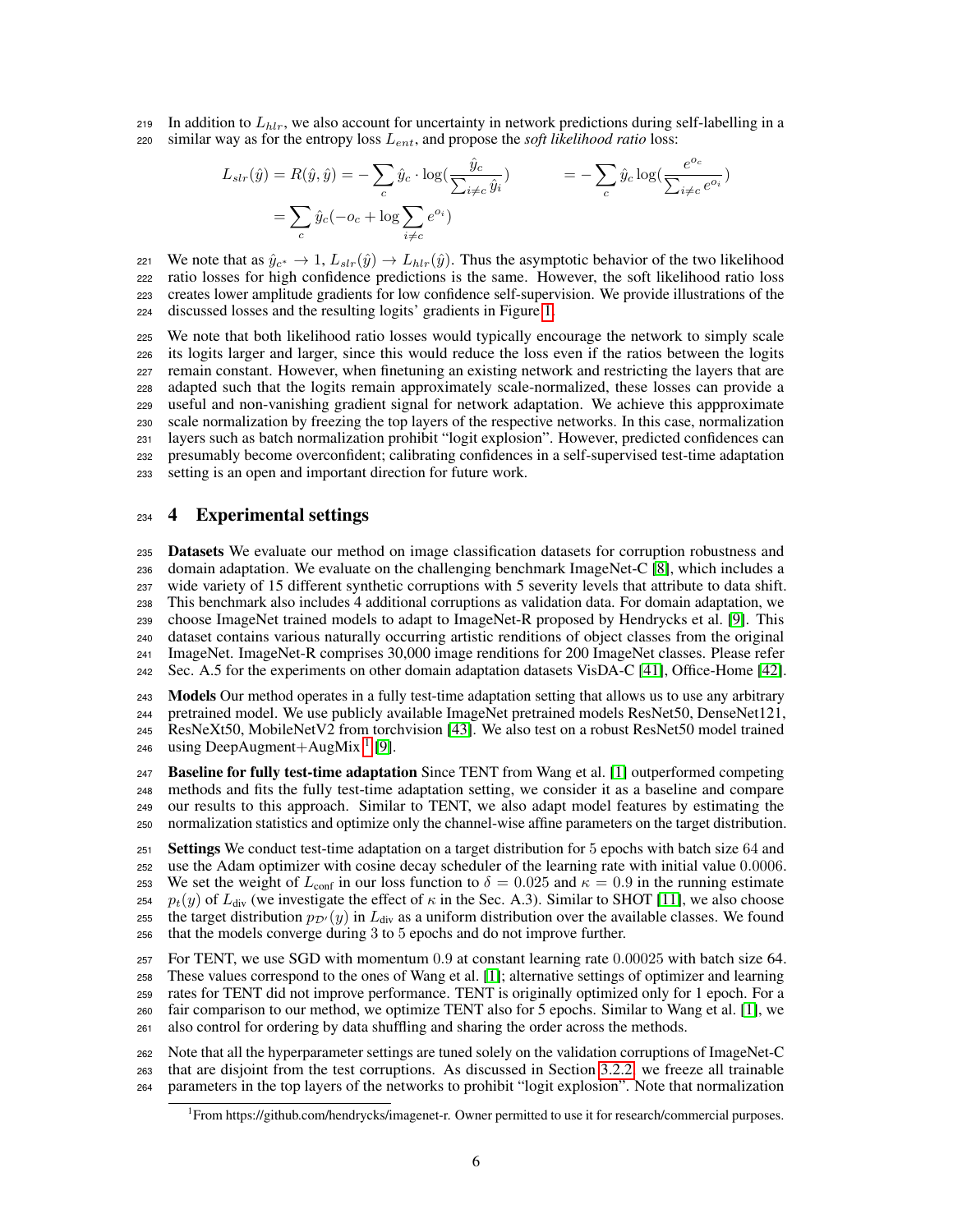In addition to $L_{hlr}$, we also account for uncertainty in network predictions during self-labelling in a similar way as for the entropy loss $L_{ent}$, and propose the *soft likelihood ratio* loss:

$$L_{slr}(\hat{y}) = R(\hat{y}, \hat{y}) = -\sum_c \hat{y}_c \cdot \log(\frac{\hat{y}_c}{\sum_{i \neq c} \hat{y}_i}) \qquad = -\sum_c \hat{y}_c \log(\frac{e^{o_c}}{\sum_{i \neq c} e^{o_i}})$$
$$= \sum_c \hat{y}_c(-o_c + \log \sum_{i \neq c} e^{o_i})$$

We note that as $\hat{y}_{c^*} \rightarrow 1$, $L_{slr}(\hat{y}) \rightarrow L_{hlr}(\hat{y})$. Thus the asymptotic behavior of the two likelihood ratio losses for high confidence predictions is the same. However, the soft likelihood ratio loss creates lower amplitude gradients for low confidence self-supervision. We provide illustrations of the discussed losses and the resulting logits' gradients in Figure 1.

We note that both likelihood ratio losses would typically encourage the network to simply scale its logits larger and larger, since this would reduce the loss even if the ratios between the logits remain constant. However, when finetuning an existing network and restricting the layers that are adapted such that the logits remain approximately scale-normalized, these losses can provide a useful and non-vanishing gradient signal for network adaptation. We achieve this appproximate scale normalization by freezing the top layers of the respective networks. In this case, normalization layers such as batch normalization prohibit "logit explosion". However, predicted confidences can presumably become overconfident; calibrating confidences in a self-supervised test-time adaptation setting is an open and important direction for future work.

# 4 Experimental settings

**Datasets** We evaluate our method on image classification datasets for corruption robustness and domain adaptation. We evaluate on the challenging benchmark ImageNet-C [8], which includes a wide variety of 15 different synthetic corruptions with 5 severity levels that attribute to data shift. This benchmark also includes 4 additional corruptions as validation data. For domain adaptation, we choose ImageNet trained models to adapt to ImageNet-R proposed by Hendrycks et al. [9]. This dataset contains various naturally occurring artistic renditions of object classes from the original ImageNet. ImageNet-R comprises 30,000 image renditions for 200 ImageNet classes. Please refer Sec. A.5 for the experiments on other domain adaptation datasets VisDA-C [41], Office-Home [42].

**Models** Our method operates in a fully test-time adaptation setting that allows us to use any arbitrary pretrained model. We use publicly available ImageNet pretrained models ResNet50, DenseNet121, ResNeXt50, MobileNetV2 from torchvision [43]. We also test on a robust ResNet50 model trained using DeepAugment+AugMix [1] [9].

**Baseline for fully test-time adaptation** Since TENT from Wang et al. [1] outperformed competing methods and fits the fully test-time adaptation setting, we consider it as a baseline and compare our results to this approach. Similar to TENT, we also adapt model features by estimating the normalization statistics and optimize only the channel-wise affine parameters on the target distribution.

**Settings** We conduct test-time adaptation on a target distribution for 5 epochs with batch size 64 and use the Adam optimizer with cosine decay scheduler of the learning rate with initial value 0.0006. We set the weight of $L_{\text{conf}}$ in our loss function to $\delta = 0.025$ and $\kappa = 0.9$ in the running estimate $p_t(y)$ of $L_{\text{div}}$ (we investigate the effect of $\kappa$ in the Sec. A.3). Similar to SHOT [11], we also choose the target distribution $p_{\mathcal{D}'}(y)$ in $L_{\text{div}}$ as a uniform distribution over the available classes. We found that the models converge during 3 to 5 epochs and do not improve further.

For TENT, we use SGD with momentum 0.9 at constant learning rate 0.00025 with batch size 64. These values correspond to the ones of Wang et al. [1]; alternative settings of optimizer and learning rates for TENT did not improve performance. TENT is originally optimized only for 1 epoch. For a fair comparison to our method, we optimize TENT also for 5 epochs. Similar to Wang et al. [1], we also control for ordering by data shuffling and sharing the order across the methods.

Note that all the hyperparameter settings are tuned solely on the validation corruptions of ImageNet-C that are disjoint from the test corruptions. As discussed in Section 3.2.2, we freeze all trainable parameters in the top layers of the networks to prohibit "logit explosion". Note that normalization

[1] From https://github.com/hendrycks/imagenet-r. Owner permitted to use it for research/commercial purposes.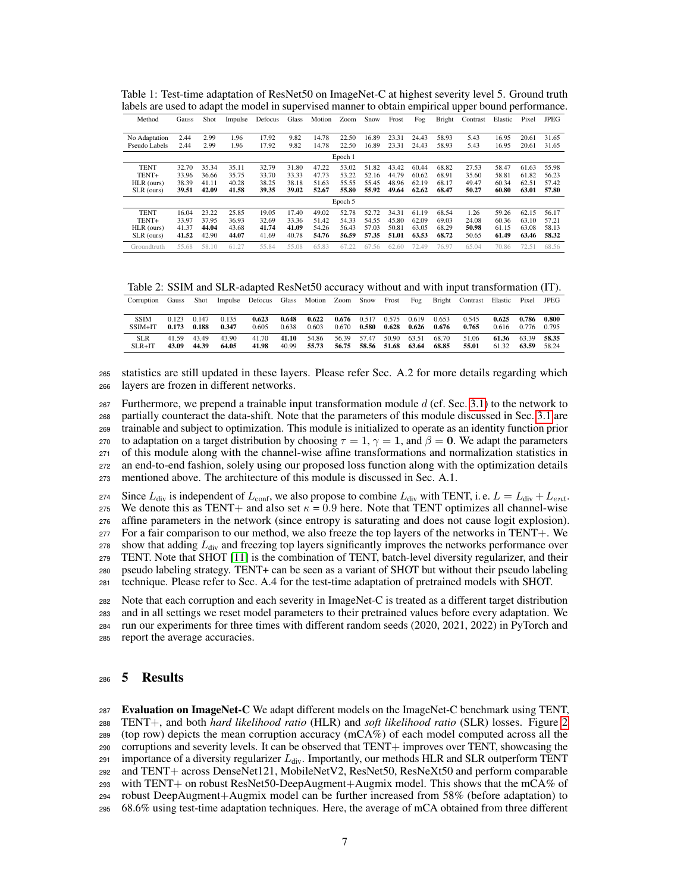Table 1: Test-time adaptation of ResNet50 on ImageNet-C at highest severity level 5. Ground truth labels are used to adapt the model in supervised manner to obtain empirical upper bound performance.

| Method | Gauss | Shot | Impulse | Defocus | Glass | Motion | Zoom | Snow | Frost | Fog | Bright | Contrast | Elastic | Pixel | JPEG |
|---|---|---|---|---|---|---|---|---|---|---|---|---|---|---|---|
| No Adaptation | 2.44 | 2.99 | 1.96 | 17.92 | 9.82 | 14.78 | 22.50 | 16.89 | 23.31 | 24.43 | 58.93 | 5.43 | 16.95 | 20.61 | 31.65 |
| Pseudo Labels | 2.44 | 2.99 | 1.96 | 17.92 | 9.82 | 14.78 | 22.50 | 16.89 | 23.31 | 24.43 | 58.93 | 5.43 | 16.95 | 20.61 | 31.65 |
| Epoch 1 | | | | | | | | | | | | | | | |
| TENT | 32.70 | 35.34 | 35.11 | 32.79 | 31.80 | 47.22 | 53.02 | 51.82 | 43.42 | 60.44 | 68.82 | 27.53 | 58.47 | 61.63 | 55.98 |
| TENT+ | 33.96 | 36.66 | 35.75 | 33.70 | 33.33 | 47.73 | 53.22 | 52.16 | 44.79 | 60.62 | 68.91 | 35.60 | 58.81 | 61.82 | 56.23 |
| HLR (ours) | 38.39 | 41.11 | 40.28 | 38.25 | 38.18 | 51.63 | 55.55 | 55.45 | 48.96 | 62.19 | 68.17 | 49.47 | 60.34 | 62.51 | 57.42 |
| SLR (ours) | **39.51** | **42.09** | **41.58** | **39.35** | **39.02** | **52.67** | **55.80** | **55.92** | **49.64** | **62.62** | 68.47 | **50.27** | **60.80** | **63.01** | **57.80** |
| Epoch 5 | | | | | | | | | | | | | | | |
| TENT | 16.04 | 23.22 | 25.85 | 19.05 | 17.40 | 49.02 | 52.78 | 52.72 | 34.31 | 61.19 | 68.54 | 1.26 | 59.26 | 62.15 | 56.17 |
| TENT+ | 33.97 | 37.95 | 36.93 | 32.69 | 33.36 | 51.42 | 54.33 | 54.55 | 45.80 | 62.09 | 69.03 | 24.08 | 60.36 | 63.10 | 57.21 |
| HLR (ours) | 41.37 | **44.04** | 43.68 | **41.74** | **41.09** | 54.26 | 56.43 | 57.03 | 50.81 | 63.05 | 68.29 | **50.98** | 61.15 | 63.08 | 58.13 |
| SLR (ours) | **41.52** | 42.90 | **44.07** | 41.69 | 40.78 | **54.76** | **56.59** | **57.35** | **51.01** | **63.53** | **68.72** | 50.65 | **61.49** | **63.46** | **58.32** |
| Groundtruth | 55.68 | 58.10 | 61.27 | 55.84 | 55.08 | 65.83 | 67.22 | 67.56 | 62.60 | 72.49 | 76.97 | 65.04 | 70.86 | 72.51 | 68.56 |

Table 2: SSIM and SLR-adapted ResNet50 accuracy without and with input transformation (IT).

| Corruption | Gauss | Shot | Impulse | Defocus | Glass | Motion | Zoom | Snow | Frost | Fog | Bright | Contrast | Elastic | Pixel | JPEG |
|---|---|---|---|---|---|---|---|---|---|---|---|---|---|---|---|
| SSIM | 0.123 | 0.147 | 0.135 | **0.623** | **0.648** | **0.622** | **0.676** | 0.517 | 0.575 | 0.619 | 0.653 | 0.545 | **0.625** | **0.786** | **0.800** |
| SSIM+IT | **0.173** | **0.188** | **0.347** | 0.605 | 0.638 | 0.603 | 0.670 | **0.580** | **0.628** | **0.626** | **0.676** | **0.765** | 0.616 | 0.776 | 0.795 |
| SLR | 41.59 | 43.49 | 43.90 | 41.70 | **41.10** | 54.86 | 56.39 | 57.47 | 50.90 | 63.51 | 68.70 | 51.06 | **61.36** | 63.39 | **58.35** |
| SLR+IT | **43.09** | **44.39** | **64.05** | **41.98** | 40.99 | **55.73** | **56.75** | **58.56** | **51.68** | **63.64** | **68.85** | **55.01** | 61.32 | **63.59** | 58.24 |

statistics are still updated in these layers. Please refer Sec. A.2 for more details regarding which layers are frozen in different networks.

Furthermore, we prepend a trainable input transformation module $d$ (cf. Sec. 3.1) to the network to partially counteract the data-shift. Note that the parameters of this module discussed in Sec. 3.1 are trainable and subject to optimization. This module is initialized to operate as an identity function prior to adaptation on a target distribution by choosing $\tau = 1$, $\gamma = \mathbf{1}$, and $\beta = \mathbf{0}$. We adapt the parameters of this module along with the channel-wise affine transformations and normalization statistics in an end-to-end fashion, solely using our proposed loss function along with the optimization details mentioned above. The architecture of this module is discussed in Sec. A.1.

Since $L_{\text{div}}$ is independent of $L_{\text{conf}}$, we also propose to combine $L_{\text{div}}$ with TENT, i. e. $L = L_{\text{div}} + L_{ent}$. We denote this as TENT+ and also set $\kappa = 0.9$ here. Note that TENT optimizes all channel-wise affine parameters in the network (since entropy is saturating and does not cause logit explosion). For a fair comparison to our method, we also freeze the top layers of the networks in TENT+. We show that adding $L_{\text{div}}$ and freezing top layers significantly improves the networks performance over TENT. Note that SHOT [11] is the combination of TENT, batch-level diversity regularizer, and their pseudo labeling strategy. TENT+ can be seen as a variant of SHOT but without their pseudo labeling technique. Please refer to Sec. A.4 for the test-time adaptation of pretrained models with SHOT.

Note that each corruption and each severity in ImageNet-C is treated as a different target distribution and in all settings we reset model parameters to their pretrained values before every adaptation. We run our experiments for three times with different random seeds (2020, 2021, 2022) in PyTorch and report the average accuracies.

# 5 Results

**Evaluation on ImageNet-C** We adapt different models on the ImageNet-C benchmark using TENT, TENT+, and both *hard likelihood ratio* (HLR) and *soft likelihood ratio* (SLR) losses. Figure 2 (top row) depicts the mean corruption accuracy (mCA%) of each model computed across all the corruptions and severity levels. It can be observed that TENT+ improves over TENT, showcasing the importance of a diversity regularizer $L_{\text{div}}$. Importantly, our methods HLR and SLR outperform TENT and TENT+ across DenseNet121, MobileNetV2, ResNet50, ResNeXt50 and perform comparable with TENT+ on ResNet50-DeepAugment+Augmix model. This shows that the mCA% of robust DeepAugment+Augmix model can be further increased from 58% (before adaptation) to 68.6% using test-time adaptation techniques. Here, the average of mCA obtained from three different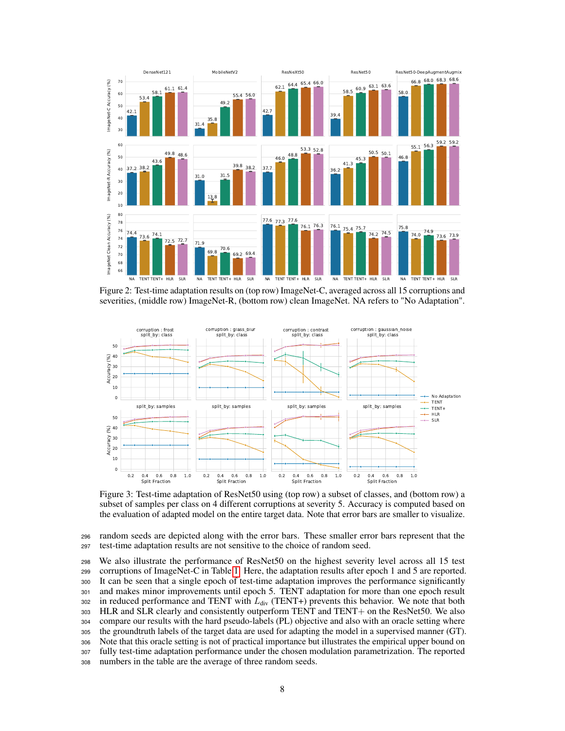Figure 2: Test-time adaptation results on (top row) ImageNet-C, averaged across all 15 corruptions and severities, (middle row) ImageNet-R, (bottom row) clean ImageNet. NA refers to "No Adaptation".

Figure 3: Test-time adaptation of ResNet50 using (top row) a subset of classes, and (bottom row) a subset of samples per class on 4 different corruptions at severity 5. Accuracy is computed based on the evaluation of adapted model on the entire target data. Note that error bars are smaller to visualize.

random seeds are depicted along with the error bars. These smaller error bars represent that the test-time adaptation results are not sensitive to the choice of random seed.

We also illustrate the performance of ResNet50 on the highest severity level across all 15 test corruptions of ImageNet-C in Table 1. Here, the adaptation results after epoch 1 and 5 are reported. It can be seen that a single epoch of test-time adaptation improves the performance significantly and makes minor improvements until epoch 5. TENT adaptation for more than one epoch result in reduced performance and TENT with $L_{\text{div}}$ (TENT+) prevents this behavior. We note that both HLR and SLR clearly and consistently outperform TENT and TENT+ on the ResNet50. We also compare our results with the hard pseudo-labels (PL) objective and also with an oracle setting where the groundtruth labels of the target data are used for adapting the model in a supervised manner (GT). Note that this oracle setting is not of practical importance but illustrates the empirical upper bound on fully test-time adaptation performance under the chosen modulation parametrization. The reported numbers in the table are the average of three random seeds.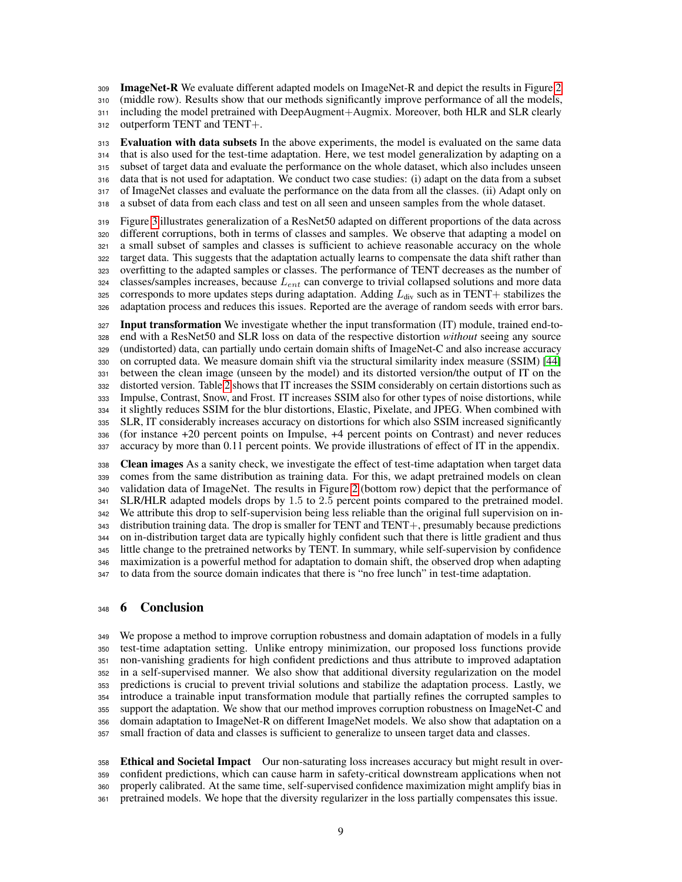**ImageNet-R** We evaluate different adapted models on ImageNet-R and depict the results in Figure 2 (middle row). Results show that our methods significantly improve performance of all the models, including the model pretrained with DeepAugment+Augmix. Moreover, both HLR and SLR clearly outperform TENT and TENT+.

**Evaluation with data subsets** In the above experiments, the model is evaluated on the same data that is also used for the test-time adaptation. Here, we test model generalization by adapting on a subset of target data and evaluate the performance on the whole dataset, which also includes unseen data that is not used for adaptation. We conduct two case studies: (i) adapt on the data from a subset of ImageNet classes and evaluate the performance on the data from all the classes. (ii) Adapt only on a subset of data from each class and test on all seen and unseen samples from the whole dataset.

Figure 3 illustrates generalization of a ResNet50 adapted on different proportions of the data across different corruptions, both in terms of classes and samples. We observe that adapting a model on a small subset of samples and classes is sufficient to achieve reasonable accuracy on the whole target data. This suggests that the adaptation actually learns to compensate the data shift rather than overfitting to the adapted samples or classes. The performance of TENT decreases as the number of classes/samples increases, because $L_{ent}$ can converge to trivial collapsed solutions and more data corresponds to more updates steps during adaptation. Adding $L_{\text{div}}$ such as in TENT+ stabilizes the adaptation process and reduces this issues. Reported are the average of random seeds with error bars.

**Input transformation** We investigate whether the input transformation (IT) module, trained end-to-end with a ResNet50 and SLR loss on data of the respective distortion *without* seeing any source (undistorted) data, can partially undo certain domain shifts of ImageNet-C and also increase accuracy on corrupted data. We measure domain shift via the structural similarity index measure (SSIM) [44] between the clean image (unseen by the model) and its distorted version/the output of IT on the distorted version. Table 2 shows that IT increases the SSIM considerably on certain distortions such as Impulse, Contrast, Snow, and Frost. IT increases SSIM also for other types of noise distortions, while it slightly reduces SSIM for the blur distortions, Elastic, Pixelate, and JPEG. When combined with SLR, IT considerably increases accuracy on distortions for which also SSIM increased significantly (for instance +20 percent points on Impulse, +4 percent points on Contrast) and never reduces accuracy by more than 0.11 percent points. We provide illustrations of effect of IT in the appendix.

**Clean images** As a sanity check, we investigate the effect of test-time adaptation when target data comes from the same distribution as training data. For this, we adapt pretrained models on clean validation data of ImageNet. The results in Figure 2 (bottom row) depict that the performance of SLR/HLR adapted models drops by 1.5 to 2.5 percent points compared to the pretrained model. We attribute this drop to self-supervision being less reliable than the original full supervision on in-distribution training data. The drop is smaller for TENT and TENT+, presumably because predictions on in-distribution target data are typically highly confident such that there is little gradient and thus little change to the pretrained networks by TENT. In summary, while self-supervision by confidence maximization is a powerful method for adaptation to domain shift, the observed drop when adapting to data from the source domain indicates that there is "no free lunch" in test-time adaptation.

# 6 Conclusion

We propose a method to improve corruption robustness and domain adaptation of models in a fully test-time adaptation setting. Unlike entropy minimization, our proposed loss functions provide non-vanishing gradients for high confident predictions and thus attribute to improved adaptation in a self-supervised manner. We also show that additional diversity regularization on the model predictions is crucial to prevent trivial solutions and stabilize the adaptation process. Lastly, we introduce a trainable input transformation module that partially refines the corrupted samples to support the adaptation. We show that our method improves corruption robustness on ImageNet-C and domain adaptation to ImageNet-R on different ImageNet models. We also show that adaptation on a small fraction of data and classes is sufficient to generalize to unseen target data and classes.

**Ethical and Societal Impact** Our non-saturating loss increases accuracy but might result in over-confident predictions, which can cause harm in safety-critical downstream applications when not properly calibrated. At the same time, self-supervised confidence maximization might amplify bias in pretrained models. We hope that the diversity regularizer in the loss partially compensates this issue.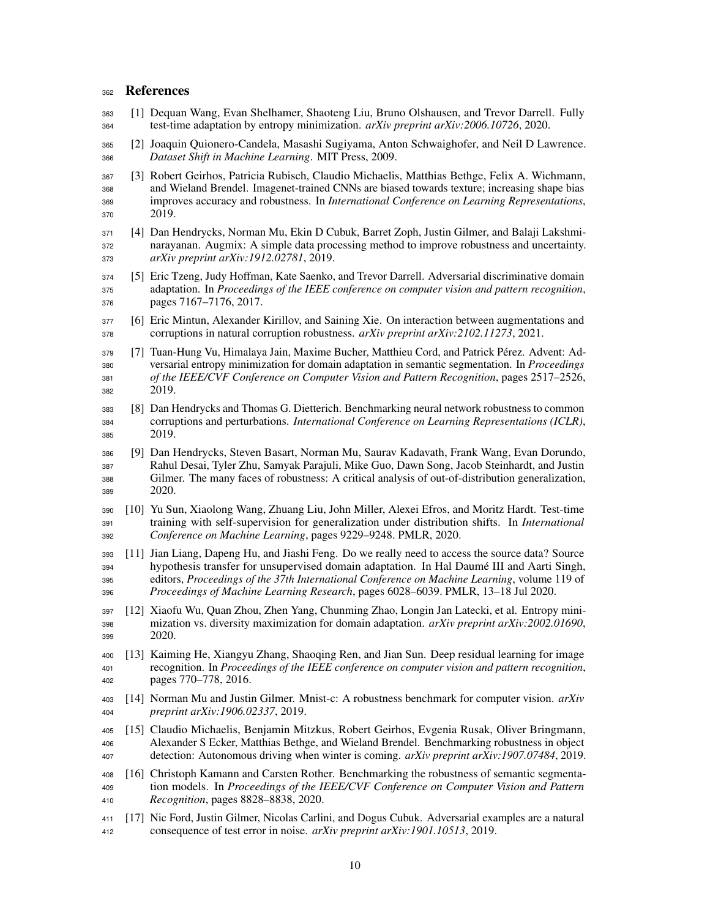# References

[1] Dequan Wang, Evan Shelhamer, Shaoteng Liu, Bruno Olshausen, and Trevor Darrell. Fully test-time adaptation by entropy minimization. *arXiv preprint arXiv:2006.10726*, 2020.

[2] Joaquin Quionero-Candela, Masashi Sugiyama, Anton Schwaighofer, and Neil D Lawrence. *Dataset Shift in Machine Learning*. MIT Press, 2009.

[3] Robert Geirhos, Patricia Rubisch, Claudio Michaelis, Matthias Bethge, Felix A. Wichmann, and Wieland Brendel. Imagenet-trained CNNs are biased towards texture; increasing shape bias improves accuracy and robustness. In *International Conference on Learning Representations*, 2019.

[4] Dan Hendrycks, Norman Mu, Ekin D Cubuk, Barret Zoph, Justin Gilmer, and Balaji Lakshminarayanan. Augmix: A simple data processing method to improve robustness and uncertainty. *arXiv preprint arXiv:1912.02781*, 2019.

[5] Eric Tzeng, Judy Hoffman, Kate Saenko, and Trevor Darrell. Adversarial discriminative domain adaptation. In *Proceedings of the IEEE conference on computer vision and pattern recognition*, pages 7167–7176, 2017.

[6] Eric Mintun, Alexander Kirillov, and Saining Xie. On interaction between augmentations and corruptions in natural corruption robustness. *arXiv preprint arXiv:2102.11273*, 2021.

[7] Tuan-Hung Vu, Himalaya Jain, Maxime Bucher, Matthieu Cord, and Patrick Pérez. Advent: Adversarial entropy minimization for domain adaptation in semantic segmentation. In *Proceedings of the IEEE/CVF Conference on Computer Vision and Pattern Recognition*, pages 2517–2526, 2019.

[8] Dan Hendrycks and Thomas G. Dietterich. Benchmarking neural network robustness to common corruptions and perturbations. *International Conference on Learning Representations (ICLR)*, 2019.

[9] Dan Hendrycks, Steven Basart, Norman Mu, Saurav Kadavath, Frank Wang, Evan Dorundo, Rahul Desai, Tyler Zhu, Samyak Parajuli, Mike Guo, Dawn Song, Jacob Steinhardt, and Justin Gilmer. The many faces of robustness: A critical analysis of out-of-distribution generalization, 2020.

[10] Yu Sun, Xiaolong Wang, Zhuang Liu, John Miller, Alexei Efros, and Moritz Hardt. Test-time training with self-supervision for generalization under distribution shifts. In *International Conference on Machine Learning*, pages 9229–9248. PMLR, 2020.

[11] Jian Liang, Dapeng Hu, and Jiashi Feng. Do we really need to access the source data? Source hypothesis transfer for unsupervised domain adaptation. In Hal Daumé III and Aarti Singh, editors, *Proceedings of the 37th International Conference on Machine Learning*, volume 119 of *Proceedings of Machine Learning Research*, pages 6028–6039. PMLR, 13–18 Jul 2020.

[12] Xiaofu Wu, Quan Zhou, Zhen Yang, Chunming Zhao, Longin Jan Latecki, et al. Entropy minimization vs. diversity maximization for domain adaptation. *arXiv preprint arXiv:2002.01690*, 2020.

[13] Kaiming He, Xiangyu Zhang, Shaoqing Ren, and Jian Sun. Deep residual learning for image recognition. In *Proceedings of the IEEE conference on computer vision and pattern recognition*, pages 770–778, 2016.

[14] Norman Mu and Justin Gilmer. Mnist-c: A robustness benchmark for computer vision. *arXiv preprint arXiv:1906.02337*, 2019.

[15] Claudio Michaelis, Benjamin Mitzkus, Robert Geirhos, Evgenia Rusak, Oliver Bringmann, Alexander S Ecker, Matthias Bethge, and Wieland Brendel. Benchmarking robustness in object detection: Autonomous driving when winter is coming. *arXiv preprint arXiv:1907.07484*, 2019.

[16] Christoph Kamann and Carsten Rother. Benchmarking the robustness of semantic segmentation models. In *Proceedings of the IEEE/CVF Conference on Computer Vision and Pattern Recognition*, pages 8828–8838, 2020.

[17] Nic Ford, Justin Gilmer, Nicolas Carlini, and Dogus Cubuk. Adversarial examples are a natural consequence of test error in noise. *arXiv preprint arXiv:1901.10513*, 2019.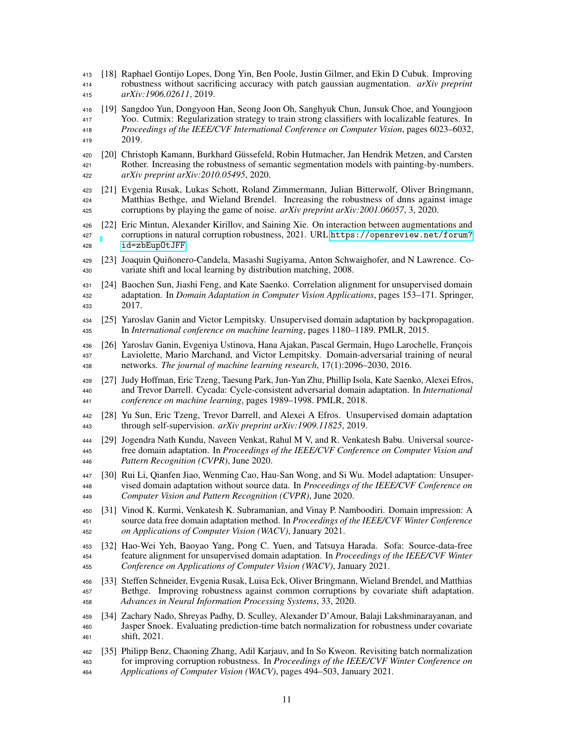[18] Raphael Gontijo Lopes, Dong Yin, Ben Poole, Justin Gilmer, and Ekin D Cubuk. Improving robustness without sacrificing accuracy with patch gaussian augmentation. *arXiv preprint arXiv:1906.02611*, 2019.

[19] Sangdoo Yun, Dongyoon Han, Seong Joon Oh, Sanghyuk Chun, Junsuk Choe, and Youngjoon Yoo. Cutmix: Regularization strategy to train strong classifiers with localizable features. In *Proceedings of the IEEE/CVF International Conference on Computer Vision*, pages 6023–6032, 2019.

[20] Christoph Kamann, Burkhard Güssefeld, Robin Hutmacher, Jan Hendrik Metzen, and Carsten Rother. Increasing the robustness of semantic segmentation models with painting-by-numbers. *arXiv preprint arXiv:2010.05495*, 2020.

[21] Evgenia Rusak, Lukas Schott, Roland Zimmermann, Julian Bitterwolf, Oliver Bringmann, Matthias Bethge, and Wieland Brendel. Increasing the robustness of dnns against image corruptions by playing the game of noise. *arXiv preprint arXiv:2001.06057*, 3, 2020.

[22] Eric Mintun, Alexander Kirillov, and Saining Xie. On interaction between augmentations and corruptions in natural corruption robustness, 2021. URL https://openreview.net/forum?id=zbEupOtJFF.

[23] Joaquin Quiñonero-Candela, Masashi Sugiyama, Anton Schwaighofer, and N Lawrence. Covariate shift and local learning by distribution matching, 2008.

[24] Baochen Sun, Jiashi Feng, and Kate Saenko. Correlation alignment for unsupervised domain adaptation. In *Domain Adaptation in Computer Vision Applications*, pages 153–171. Springer, 2017.

[25] Yaroslav Ganin and Victor Lempitsky. Unsupervised domain adaptation by backpropagation. In *International conference on machine learning*, pages 1180–1189. PMLR, 2015.

[26] Yaroslav Ganin, Evgeniya Ustinova, Hana Ajakan, Pascal Germain, Hugo Larochelle, François Laviolette, Mario Marchand, and Victor Lempitsky. Domain-adversarial training of neural networks. *The journal of machine learning research*, 17(1):2096–2030, 2016.

[27] Judy Hoffman, Eric Tzeng, Taesung Park, Jun-Yan Zhu, Phillip Isola, Kate Saenko, Alexei Efros, and Trevor Darrell. Cycada: Cycle-consistent adversarial domain adaptation. In *International conference on machine learning*, pages 1989–1998. PMLR, 2018.

[28] Yu Sun, Eric Tzeng, Trevor Darrell, and Alexei A Efros. Unsupervised domain adaptation through self-supervision. *arXiv preprint arXiv:1909.11825*, 2019.

[29] Jogendra Nath Kundu, Naveen Venkat, Rahul M V, and R. Venkatesh Babu. Universal source-free domain adaptation. In *Proceedings of the IEEE/CVF Conference on Computer Vision and Pattern Recognition (CVPR)*, June 2020.

[30] Rui Li, Qianfen Jiao, Wenming Cao, Hau-San Wong, and Si Wu. Model adaptation: Unsupervised domain adaptation without source data. In *Proceedings of the IEEE/CVF Conference on Computer Vision and Pattern Recognition (CVPR)*, June 2020.

[31] Vinod K. Kurmi, Venkatesh K. Subramanian, and Vinay P. Namboodiri. Domain impression: A source data free domain adaptation method. In *Proceedings of the IEEE/CVF Winter Conference on Applications of Computer Vision (WACV)*, January 2021.

[32] Hao-Wei Yeh, Baoyao Yang, Pong C. Yuen, and Tatsuya Harada. Sofa: Source-data-free feature alignment for unsupervised domain adaptation. In *Proceedings of the IEEE/CVF Winter Conference on Applications of Computer Vision (WACV)*, January 2021.

[33] Steffen Schneider, Evgenia Rusak, Luisa Eck, Oliver Bringmann, Wieland Brendel, and Matthias Bethge. Improving robustness against common corruptions by covariate shift adaptation. *Advances in Neural Information Processing Systems*, 33, 2020.

[34] Zachary Nado, Shreyas Padhy, D. Sculley, Alexander D'Amour, Balaji Lakshminarayanan, and Jasper Snoek. Evaluating prediction-time batch normalization for robustness under covariate shift, 2021.

[35] Philipp Benz, Chaoning Zhang, Adil Karjauv, and In So Kweon. Revisiting batch normalization for improving corruption robustness. In *Proceedings of the IEEE/CVF Winter Conference on Applications of Computer Vision (WACV)*, pages 494–503, January 2021.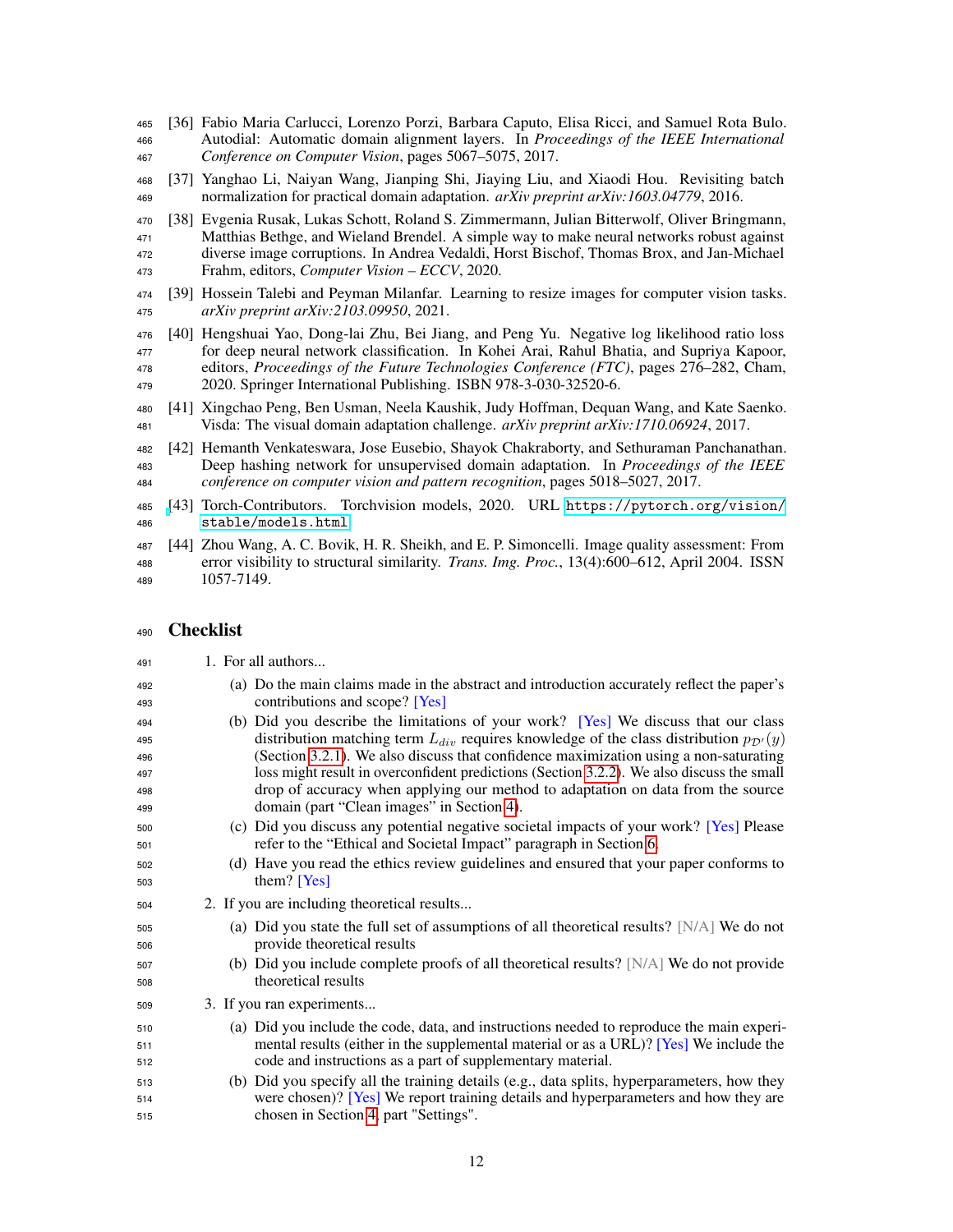[36] Fabio Maria Carlucci, Lorenzo Porzi, Barbara Caputo, Elisa Ricci, and Samuel Rota Bulo. Autodial: Automatic domain alignment layers. In *Proceedings of the IEEE International Conference on Computer Vision*, pages 5067–5075, 2017.

[37] Yanghao Li, Naiyan Wang, Jianping Shi, Jiaying Liu, and Xiaodi Hou. Revisiting batch normalization for practical domain adaptation. *arXiv preprint arXiv:1603.04779*, 2016.

[38] Evgenia Rusak, Lukas Schott, Roland S. Zimmermann, Julian Bitterwolf, Oliver Bringmann, Matthias Bethge, and Wieland Brendel. A simple way to make neural networks robust against diverse image corruptions. In Andrea Vedaldi, Horst Bischof, Thomas Brox, and Jan-Michael Frahm, editors, *Computer Vision – ECCV*, 2020.

[39] Hossein Talebi and Peyman Milanfar. Learning to resize images for computer vision tasks. *arXiv preprint arXiv:2103.09950*, 2021.

[40] Hengshuai Yao, Dong-lai Zhu, Bei Jiang, and Peng Yu. Negative log likelihood ratio loss for deep neural network classification. In Kohei Arai, Rahul Bhatia, and Supriya Kapoor, editors, *Proceedings of the Future Technologies Conference (FTC)*, pages 276–282, Cham, 2020. Springer International Publishing. ISBN 978-3-030-32520-6.

[41] Xingchao Peng, Ben Usman, Neela Kaushik, Judy Hoffman, Dequan Wang, and Kate Saenko. Visda: The visual domain adaptation challenge. *arXiv preprint arXiv:1710.06924*, 2017.

[42] Hemanth Venkateswara, Jose Eusebio, Shayok Chakraborty, and Sethuraman Panchanathan. Deep hashing network for unsupervised domain adaptation. In *Proceedings of the IEEE conference on computer vision and pattern recognition*, pages 5018–5027, 2017.

[43] Torch-Contributors. Torchvision models, 2020. URL https://pytorch.org/vision/stable/models.html.

[44] Zhou Wang, A. C. Bovik, H. R. Sheikh, and E. P. Simoncelli. Image quality assessment: From error visibility to structural similarity. *Trans. Img. Proc.*, 13(4):600–612, April 2004. ISSN 1057-7149.

# Checklist

1. For all authors...
   (a) Do the main claims made in the abstract and introduction accurately reflect the paper's contributions and scope? [Yes]
   (b) Did you describe the limitations of your work? [Yes] We discuss that our class distribution matching term $L_{div}$ requires knowledge of the class distribution $p_{\mathcal{D}'}(y)$ (Section 3.2.1). We also discuss that confidence maximization using a non-saturating loss might result in overconfident predictions (Section 3.2.2). We also discuss the small drop of accuracy when applying our method to adaptation on data from the source domain (part "Clean images" in Section 4).
   (c) Did you discuss any potential negative societal impacts of your work? [Yes] Please refer to the "Ethical and Societal Impact" paragraph in Section 6.
   (d) Have you read the ethics review guidelines and ensured that your paper conforms to them? [Yes]
2. If you are including theoretical results...
   (a) Did you state the full set of assumptions of all theoretical results? [N/A] We do not provide theoretical results
   (b) Did you include complete proofs of all theoretical results? [N/A] We do not provide theoretical results
3. If you ran experiments...
   (a) Did you include the code, data, and instructions needed to reproduce the main experimental results (either in the supplemental material or as a URL)? [Yes] We include the code and instructions as a part of supplementary material.
   (b) Did you specify all the training details (e.g., data splits, hyperparameters, how they were chosen)? [Yes] We report training details and hyperparameters and how they are chosen in Section 4, part "Settings".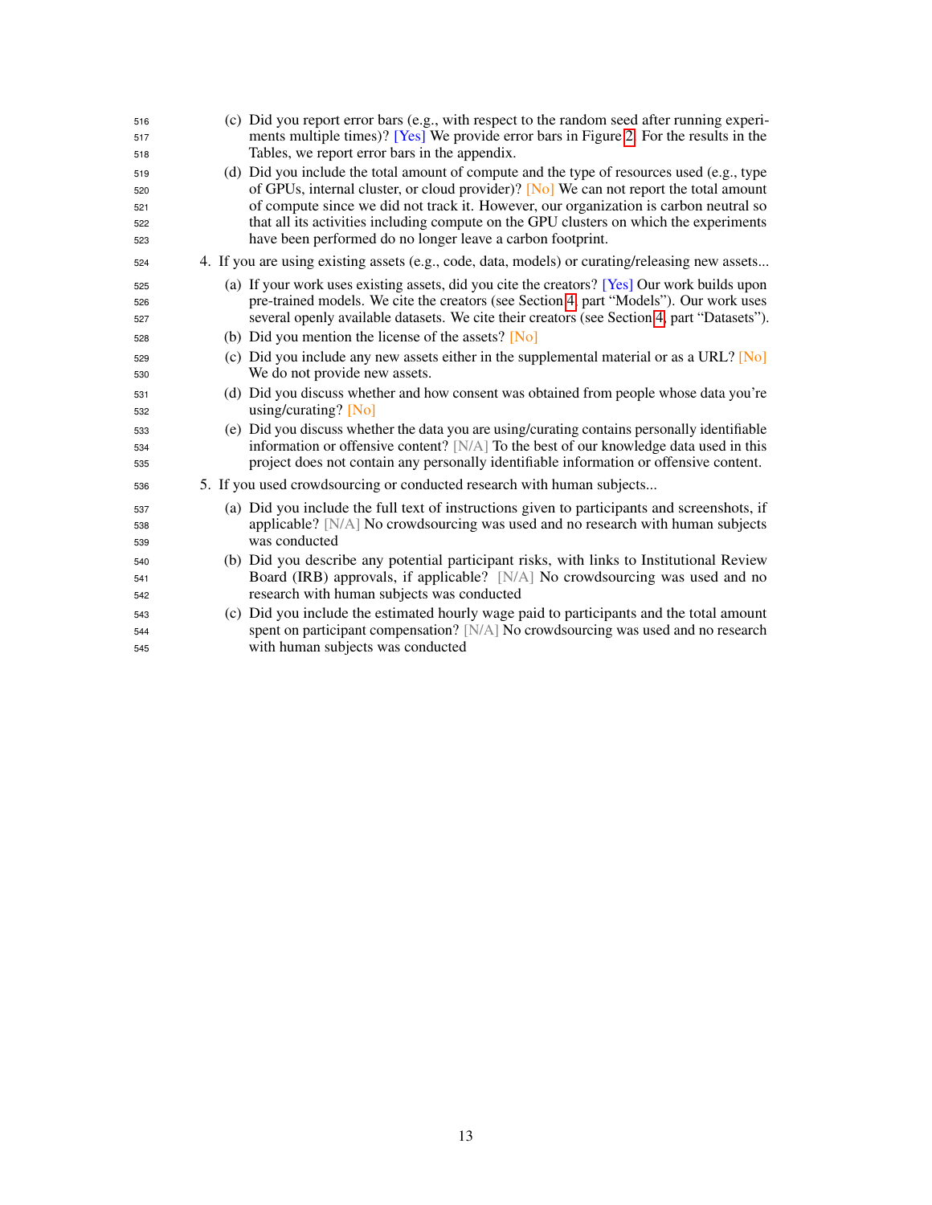(c) Did you report error bars (e.g., with respect to the random seed after running experiments multiple times)? [Yes] We provide error bars in Figure 2. For the results in the Tables, we report error bars in the appendix.

   (d) Did you include the total amount of compute and the type of resources used (e.g., type of GPUs, internal cluster, or cloud provider)? [No] We can not report the total amount of compute since we did not track it. However, our organization is carbon neutral so that all its activities including compute on the GPU clusters on which the experiments have been performed do no longer leave a carbon footprint.

4. If you are using existing assets (e.g., code, data, models) or curating/releasing new assets...

   (a) If your work uses existing assets, did you cite the creators? [Yes] Our work builds upon pre-trained models. We cite the creators (see Section 4, part "Models"). Our work uses several openly available datasets. We cite their creators (see Section 4, part "Datasets").

   (b) Did you mention the license of the assets? [No]

   (c) Did you include any new assets either in the supplemental material or as a URL? [No] We do not provide new assets.

   (d) Did you discuss whether and how consent was obtained from people whose data you're using/curating? [No]

   (e) Did you discuss whether the data you are using/curating contains personally identifiable information or offensive content? [N/A] To the best of our knowledge data used in this project does not contain any personally identifiable information or offensive content.

5. If you used crowdsourcing or conducted research with human subjects...

   (a) Did you include the full text of instructions given to participants and screenshots, if applicable? [N/A] No crowdsourcing was used and no research with human subjects was conducted

   (b) Did you describe any potential participant risks, with links to Institutional Review Board (IRB) approvals, if applicable? [N/A] No crowdsourcing was used and no research with human subjects was conducted

   (c) Did you include the estimated hourly wage paid to participants and the total amount spent on participant compensation? [N/A] No crowdsourcing was used and no research with human subjects was conducted